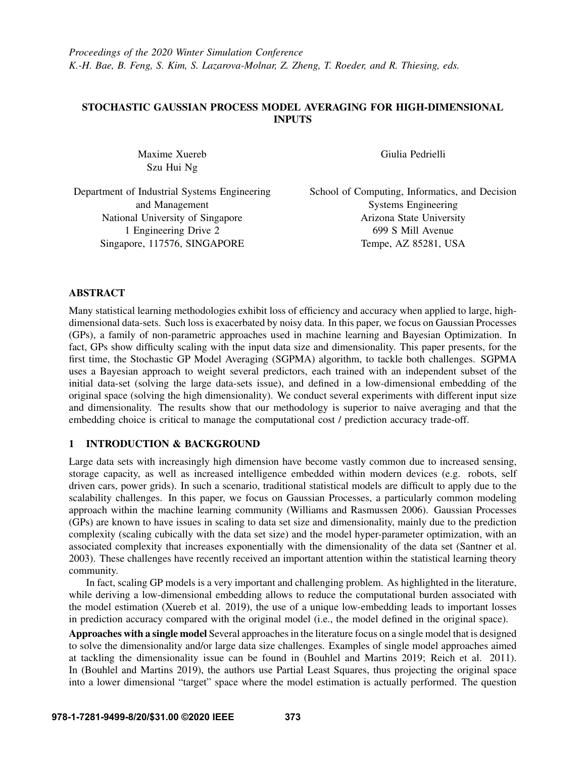*Proceedings of the 2020 Winter Simulation Conference*
*K.-H. Bae, B. Feng, S. Kim, S. Lazarova-Molnar, Z. Zheng, T. Roeder, and R. Thiesing, eds.*

# STOCHASTIC GAUSSIAN PROCESS MODEL AVERAGING FOR HIGH-DIMENSIONAL INPUTS

Maxime Xuereb
Szu Hui Ng

Department of Industrial Systems Engineering and Management
National University of Singapore
1 Engineering Drive 2
Singapore, 117576, SINGAPORE

Giulia Pedrielli

School of Computing, Informatics, and Decision Systems Engineering
Arizona State University
699 S Mill Avenue
Tempe, AZ 85281, USA

## ABSTRACT

Many statistical learning methodologies exhibit loss of efficiency and accuracy when applied to large, high-dimensional data-sets. Such loss is exacerbated by noisy data. In this paper, we focus on Gaussian Processes (GPs), a family of non-parametric approaches used in machine learning and Bayesian Optimization. In fact, GPs show difficulty scaling with the input data size and dimensionality. This paper presents, for the first time, the Stochastic GP Model Averaging (SGPMA) algorithm, to tackle both challenges. SGPMA uses a Bayesian approach to weight several predictors, each trained with an independent subset of the initial data-set (solving the large data-sets issue), and defined in a low-dimensional embedding of the original space (solving the high dimensionality). We conduct several experiments with different input size and dimensionality. The results show that our methodology is superior to naive averaging and that the embedding choice is critical to manage the computational cost / prediction accuracy trade-off.

## 1 INTRODUCTION & BACKGROUND

Large data sets with increasingly high dimension have become vastly common due to increased sensing, storage capacity, as well as increased intelligence embedded within modern devices (e.g. robots, self driven cars, power grids). In such a scenario, traditional statistical models are difficult to apply due to the scalability challenges. In this paper, we focus on Gaussian Processes, a particularly common modeling approach within the machine learning community (Williams and Rasmussen 2006). Gaussian Processes (GPs) are known to have issues in scaling to data set size and dimensionality, mainly due to the prediction complexity (scaling cubically with the data set size) and the model hyper-parameter optimization, with an associated complexity that increases exponentially with the dimensionality of the data set (Santner et al. 2003). These challenges have recently received an important attention within the statistical learning theory community.

In fact, scaling GP models is a very important and challenging problem. As highlighted in the literature, while deriving a low-dimensional embedding allows to reduce the computational burden associated with the model estimation (Xuereb et al. 2019), the use of a unique low-embedding leads to important losses in prediction accuracy compared with the original model (i.e., the model defined in the original space).

**Approaches with a single model** Several approaches in the literature focus on a single model that is designed to solve the dimensionality and/or large data size challenges. Examples of single model approaches aimed at tackling the dimensionality issue can be found in (Bouhlel and Martins 2019; Reich et al. 2011). In (Bouhlel and Martins 2019), the authors use Partial Least Squares, thus projecting the original space into a lower dimensional "target" space where the model estimation is actually performed. The question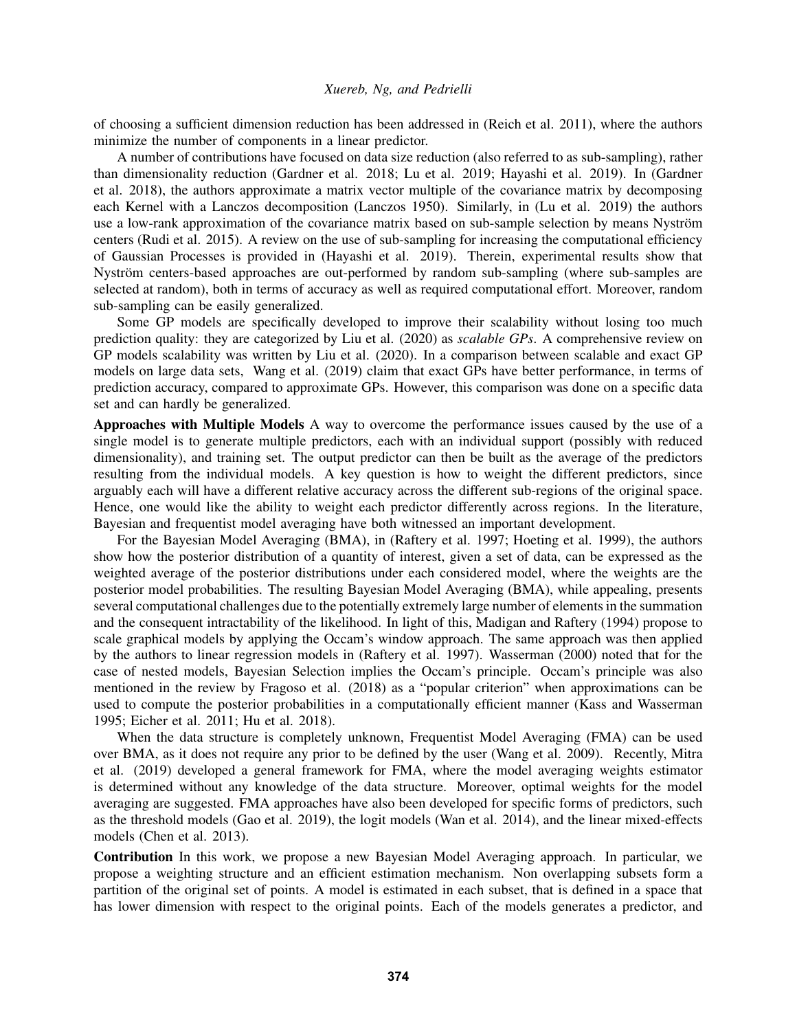of choosing a sufficient dimension reduction has been addressed in (Reich et al. 2011), where the authors minimize the number of components in a linear predictor.

A number of contributions have focused on data size reduction (also referred to as sub-sampling), rather than dimensionality reduction (Gardner et al. 2018; Lu et al. 2019; Hayashi et al. 2019). In (Gardner et al. 2018), the authors approximate a matrix vector multiple of the covariance matrix by decomposing each Kernel with a Lanczos decomposition (Lanczos 1950). Similarly, in (Lu et al. 2019) the authors use a low-rank approximation of the covariance matrix based on sub-sample selection by means Nyström centers (Rudi et al. 2015). A review on the use of sub-sampling for increasing the computational efficiency of Gaussian Processes is provided in (Hayashi et al. 2019). Therein, experimental results show that Nyström centers-based approaches are out-performed by random sub-sampling (where sub-samples are selected at random), both in terms of accuracy as well as required computational effort. Moreover, random sub-sampling can be easily generalized.

Some GP models are specifically developed to improve their scalability without losing too much prediction quality: they are categorized by Liu et al. (2020) as *scalable GPs*. A comprehensive review on GP models scalability was written by Liu et al. (2020). In a comparison between scalable and exact GP models on large data sets, Wang et al. (2019) claim that exact GPs have better performance, in terms of prediction accuracy, compared to approximate GPs. However, this comparison was done on a specific data set and can hardly be generalized.

**Approaches with Multiple Models** A way to overcome the performance issues caused by the use of a single model is to generate multiple predictors, each with an individual support (possibly with reduced dimensionality), and training set. The output predictor can then be built as the average of the predictors resulting from the individual models. A key question is how to weight the different predictors, since arguably each will have a different relative accuracy across the different sub-regions of the original space. Hence, one would like the ability to weight each predictor differently across regions. In the literature, Bayesian and frequentist model averaging have both witnessed an important development.

For the Bayesian Model Averaging (BMA), in (Raftery et al. 1997; Hoeting et al. 1999), the authors show how the posterior distribution of a quantity of interest, given a set of data, can be expressed as the weighted average of the posterior distributions under each considered model, where the weights are the posterior model probabilities. The resulting Bayesian Model Averaging (BMA), while appealing, presents several computational challenges due to the potentially extremely large number of elements in the summation and the consequent intractability of the likelihood. In light of this, Madigan and Raftery (1994) propose to scale graphical models by applying the Occam's window approach. The same approach was then applied by the authors to linear regression models in (Raftery et al. 1997). Wasserman (2000) noted that for the case of nested models, Bayesian Selection implies the Occam's principle. Occam's principle was also mentioned in the review by Fragoso et al. (2018) as a "popular criterion" when approximations can be used to compute the posterior probabilities in a computationally efficient manner (Kass and Wasserman 1995; Eicher et al. 2011; Hu et al. 2018).

When the data structure is completely unknown, Frequentist Model Averaging (FMA) can be used over BMA, as it does not require any prior to be defined by the user (Wang et al. 2009). Recently, Mitra et al. (2019) developed a general framework for FMA, where the model averaging weights estimator is determined without any knowledge of the data structure. Moreover, optimal weights for the model averaging are suggested. FMA approaches have also been developed for specific forms of predictors, such as the threshold models (Gao et al. 2019), the logit models (Wan et al. 2014), and the linear mixed-effects models (Chen et al. 2013).

**Contribution** In this work, we propose a new Bayesian Model Averaging approach. In particular, we propose a weighting structure and an efficient estimation mechanism. Non overlapping subsets form a partition of the original set of points. A model is estimated in each subset, that is defined in a space that has lower dimension with respect to the original points. Each of the models generates a predictor, and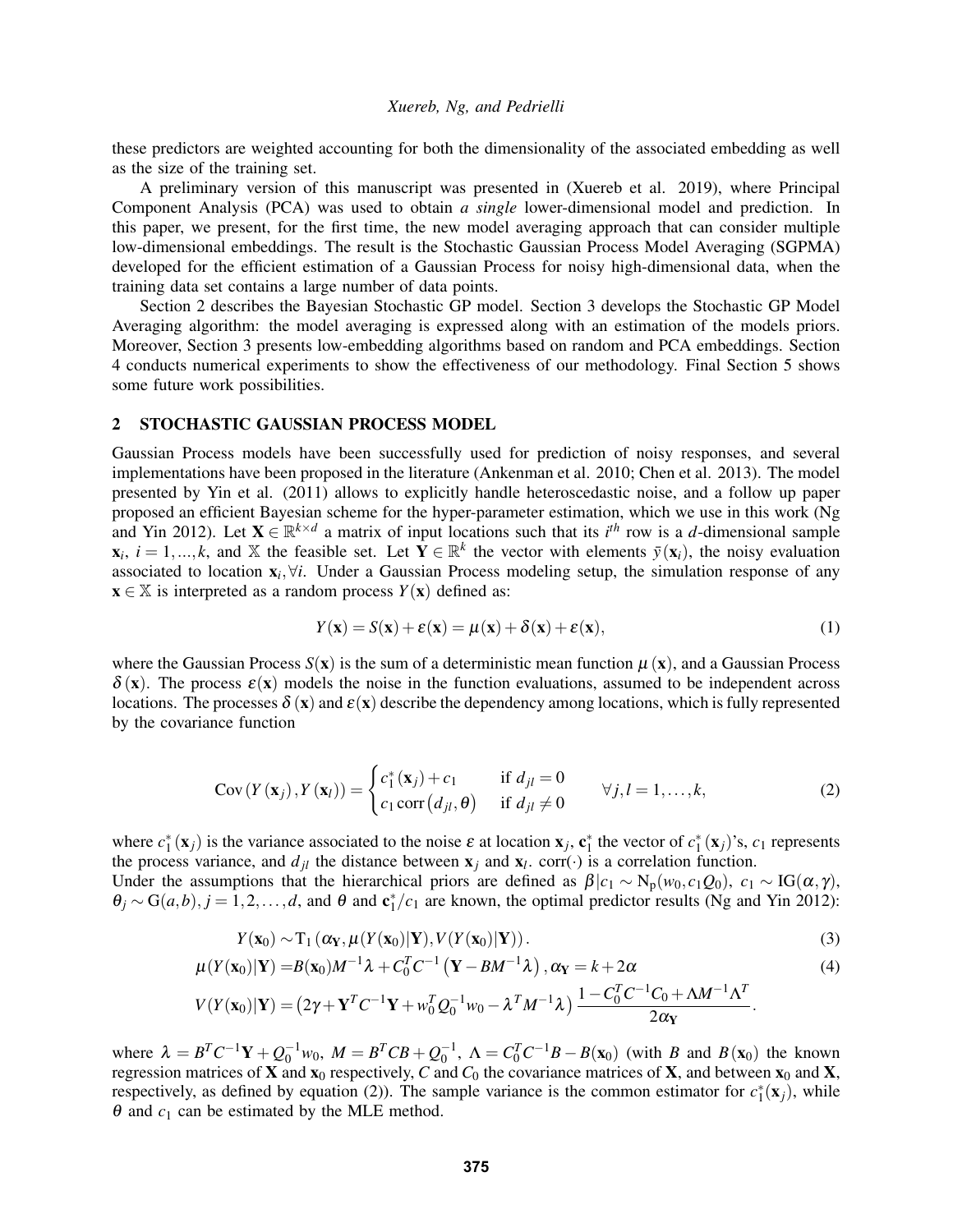these predictors are weighted accounting for both the dimensionality of the associated embedding as well as the size of the training set.

A preliminary version of this manuscript was presented in (Xuereb et al. 2019), where Principal Component Analysis (PCA) was used to obtain *a single* lower-dimensional model and prediction. In this paper, we present, for the first time, the new model averaging approach that can consider multiple low-dimensional embeddings. The result is the Stochastic Gaussian Process Model Averaging (SGPMA) developed for the efficient estimation of a Gaussian Process for noisy high-dimensional data, when the training data set contains a large number of data points.

Section 2 describes the Bayesian Stochastic GP model. Section 3 develops the Stochastic GP Model Averaging algorithm: the model averaging is expressed along with an estimation of the models priors. Moreover, Section 3 presents low-embedding algorithms based on random and PCA embeddings. Section 4 conducts numerical experiments to show the effectiveness of our methodology. Final Section 5 shows some future work possibilities.

## 2 STOCHASTIC GAUSSIAN PROCESS MODEL

Gaussian Process models have been successfully used for prediction of noisy responses, and several implementations have been proposed in the literature (Ankenman et al. 2010; Chen et al. 2013). The model presented by Yin et al. (2011) allows to explicitly handle heteroscedastic noise, and a follow up paper proposed an efficient Bayesian scheme for the hyper-parameter estimation, which we use in this work (Ng and Yin 2012). Let $\mathbf{X} \in \mathbb{R}^{k \times d}$ a matrix of input locations such that its $i^{th}$ row is a $d$-dimensional sample $\mathbf{x}_i$, $i = 1, ..., k$, and $\mathbb{X}$ the feasible set. Let $\mathbf{Y} \in \mathbb{R}^k$ the vector with elements $\bar{y}(\mathbf{x}_i)$, the noisy evaluation associated to location $\mathbf{x}_i, \forall i$. Under a Gaussian Process modeling setup, the simulation response of any $\mathbf{x} \in \mathbb{X}$ is interpreted as a random process $Y(\mathbf{x})$ defined as:

$$Y(\mathbf{x}) = S(\mathbf{x}) + \varepsilon(\mathbf{x}) = \mu(\mathbf{x}) + \delta(\mathbf{x}) + \varepsilon(\mathbf{x}), \tag{1}$$

where the Gaussian Process $S(\mathbf{x})$ is the sum of a deterministic mean function $\mu(\mathbf{x})$, and a Gaussian Process $\delta(\mathbf{x})$. The process $\varepsilon(\mathbf{x})$ models the noise in the function evaluations, assumed to be independent across locations. The processes $\delta(\mathbf{x})$ and $\varepsilon(\mathbf{x})$ describe the dependency among locations, which is fully represented by the covariance function

$$\mathrm{Cov}\left(Y(\mathbf{x}_j), Y(\mathbf{x}_l)\right) = \begin{cases} c_1^*(\mathbf{x}_j) + c_1 & \text{if } d_{jl} = 0 \\ c_1 \,\mathrm{corr}\left(d_{jl}, \theta\right) & \text{if } d_{jl} \neq 0 \end{cases} \qquad \forall j, l = 1, \ldots, k, \tag{2}$$

where $c_1^*(\mathbf{x}_j)$ is the variance associated to the noise $\varepsilon$ at location $\mathbf{x}_j$, $\mathbf{c}_1^*$ the vector of $c_1^*(\mathbf{x}_j)$'s, $c_1$ represents the process variance, and $d_{jl}$ the distance between $\mathbf{x}_j$ and $\mathbf{x}_l$. $\mathrm{corr}(\cdot)$ is a correlation function.

Under the assumptions that the hierarchical priors are defined as $\beta | c_1 \sim \mathrm{N_p}(w_0, c_1 Q_0)$, $c_1 \sim \mathrm{IG}(\alpha, \gamma)$, $\theta_j \sim \mathrm{G}(a, b)$, $j = 1, 2, \ldots, d$, and $\theta$ and $\mathbf{c}_1^*/c_1$ are known, the optimal predictor results (Ng and Yin 2012):

$$Y(\mathbf{x}_0) \sim \mathrm{T}_1\left(\alpha_{\mathbf{Y}}, \mu(Y(\mathbf{x}_0)|\mathbf{Y}), V(Y(\mathbf{x}_0)|\mathbf{Y})\right). \tag{3}$$

$$\mu(Y(\mathbf{x}_0)|\mathbf{Y}) = B(\mathbf{x}_0) M^{-1} \lambda + C_0^T C^{-1}\left(\mathbf{Y} - B M^{-1} \lambda\right), \alpha_{\mathbf{Y}} = k + 2\alpha \tag{4}$$

$$V(Y(\mathbf{x}_0)|\mathbf{Y}) = \left(2\gamma + \mathbf{Y}^T C^{-1} \mathbf{Y} + w_0^T Q_0^{-1} w_0 - \lambda^T M^{-1} \lambda\right) \frac{1 - C_0^T C^{-1} C_0 + \Lambda M^{-1} \Lambda^T}{2\alpha_{\mathbf{Y}}}.$$

where $\lambda = B^T C^{-1} \mathbf{Y} + Q_0^{-1} w_0$, $M = B^T C B + Q_0^{-1}$, $\Lambda = C_0^T C^{-1} B - B(\mathbf{x}_0)$ (with $B$ and $B(\mathbf{x}_0)$ the known regression matrices of $\mathbf{X}$ and $\mathbf{x}_0$ respectively, $C$ and $C_0$ the covariance matrices of $\mathbf{X}$, and between $\mathbf{x}_0$ and $\mathbf{X}$, respectively, as defined by equation (2)). The sample variance is the common estimator for $c_1^*(\mathbf{x}_j)$, while $\theta$ and $c_1$ can be estimated by the MLE method.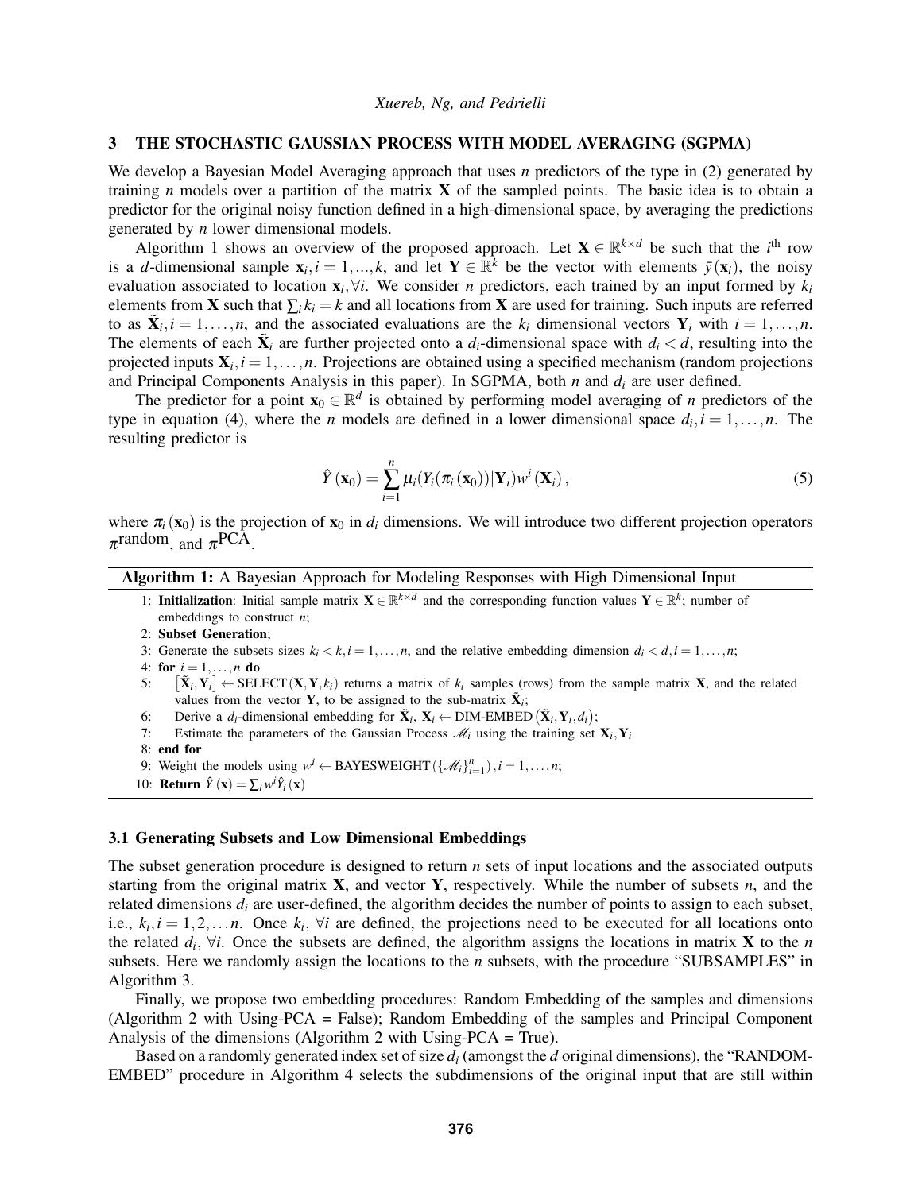## 3 THE STOCHASTIC GAUSSIAN PROCESS WITH MODEL AVERAGING (SGPMA)

We develop a Bayesian Model Averaging approach that uses $n$ predictors of the type in (2) generated by training $n$ models over a partition of the matrix $\mathbf{X}$ of the sampled points. The basic idea is to obtain a predictor for the original noisy function defined in a high-dimensional space, by averaging the predictions generated by $n$ lower dimensional models.

Algorithm 1 shows an overview of the proposed approach. Let $\mathbf{X} \in \mathbb{R}^{k \times d}$ be such that the $i^{\text{th}}$ row is a $d$-dimensional sample $\mathbf{x}_i, i = 1, ..., k$, and let $\mathbf{Y} \in \mathbb{R}^k$ be the vector with elements $\bar{y}(\mathbf{x}_i)$, the noisy evaluation associated to location $\mathbf{x}_i, \forall i$. We consider $n$ predictors, each trained by an input formed by $k_i$ elements from $\mathbf{X}$ such that $\sum_i k_i = k$ and all locations from $\mathbf{X}$ are used for training. Such inputs are referred to as $\tilde{\mathbf{X}}_i, i = 1, \ldots, n$, and the associated evaluations are the $k_i$ dimensional vectors $\mathbf{Y}_i$ with $i = 1, \ldots, n$. The elements of each $\tilde{\mathbf{X}}_i$ are further projected onto a $d_i$-dimensional space with $d_i < d$, resulting into the projected inputs $\mathbf{X}_i, i = 1, \ldots, n$. Projections are obtained using a specified mechanism (random projections and Principal Components Analysis in this paper). In SGPMA, both $n$ and $d_i$ are user defined.

The predictor for a point $\mathbf{x}_0 \in \mathbb{R}^d$ is obtained by performing model averaging of $n$ predictors of the type in equation (4), where the $n$ models are defined in a lower dimensional space $d_i, i = 1, \ldots, n$. The resulting predictor is

$$\hat{Y}(\mathbf{x}_0) = \sum_{i=1}^{n} \mu_i(Y_i(\pi_i(\mathbf{x}_0))|\mathbf{Y}_i) w^i(\mathbf{X}_i), \tag{5}$$

where $\pi_i(\mathbf{x}_0)$ is the projection of $\mathbf{x}_0$ in $d_i$ dimensions. We will introduce two different projection operators $\pi^{\text{random}}$, and $\pi^{\text{PCA}}$.

**Algorithm 1:** A Bayesian Approach for Modeling Responses with High Dimensional Input

1: **Initialization**: Initial sample matrix $\mathbf{X} \in \mathbb{R}^{k \times d}$ and the corresponding function values $\mathbf{Y} \in \mathbb{R}^k$; number of embeddings to construct $n$;
2: **Subset Generation**;
3: Generate the subsets sizes $k_i < k, i = 1, \ldots, n$, and the relative embedding dimension $d_i < d, i = 1, \ldots, n$;
4: **for** $i = 1, \ldots, n$ **do**
5: $\quad [\tilde{\mathbf{X}}_i, \mathbf{Y}_i] \leftarrow \text{SELECT}(\mathbf{X}, \mathbf{Y}, k_i)$ returns a matrix of $k_i$ samples (rows) from the sample matrix $\mathbf{X}$, and the related values from the vector $\mathbf{Y}$, to be assigned to the sub-matrix $\tilde{\mathbf{X}}_i$;
6: $\quad$ Derive a $d_i$-dimensional embedding for $\tilde{\mathbf{X}}_i$, $\mathbf{X}_i \leftarrow \text{DIM-EMBED}(\tilde{\mathbf{X}}_i, \mathbf{Y}_i, d_i)$;
7: $\quad$ Estimate the parameters of the Gaussian Process $\mathscr{M}_i$ using the training set $\mathbf{X}_i, \mathbf{Y}_i$
8: **end for**
9: Weight the models using $w^i \leftarrow \text{BAYESWEIGHT}(\{\mathscr{M}_i\}_{i=1}^n), i = 1, \ldots, n$;
10: **Return** $\hat{Y}(\mathbf{x}) = \sum_i w^i \hat{Y}_i(\mathbf{x})$

### 3.1 Generating Subsets and Low Dimensional Embeddings

The subset generation procedure is designed to return $n$ sets of input locations and the associated outputs starting from the original matrix $\mathbf{X}$, and vector $\mathbf{Y}$, respectively. While the number of subsets $n$, and the related dimensions $d_i$ are user-defined, the algorithm decides the number of points to assign to each subset, i.e., $k_i, i = 1, 2, \ldots n$. Once $k_i$, $\forall i$ are defined, the projections need to be executed for all locations onto the related $d_i$, $\forall i$. Once the subsets are defined, the algorithm assigns the locations in matrix $\mathbf{X}$ to the $n$ subsets. Here we randomly assign the locations to the $n$ subsets, with the procedure "SUBSAMPLES" in Algorithm 3.

Finally, we propose two embedding procedures: Random Embedding of the samples and dimensions (Algorithm 2 with Using-PCA = False); Random Embedding of the samples and Principal Component Analysis of the dimensions (Algorithm 2 with Using-PCA = True).

Based on a randomly generated index set of size $d_i$ (amongst the $d$ original dimensions), the "RANDOM-EMBED" procedure in Algorithm 4 selects the subdimensions of the original input that are still within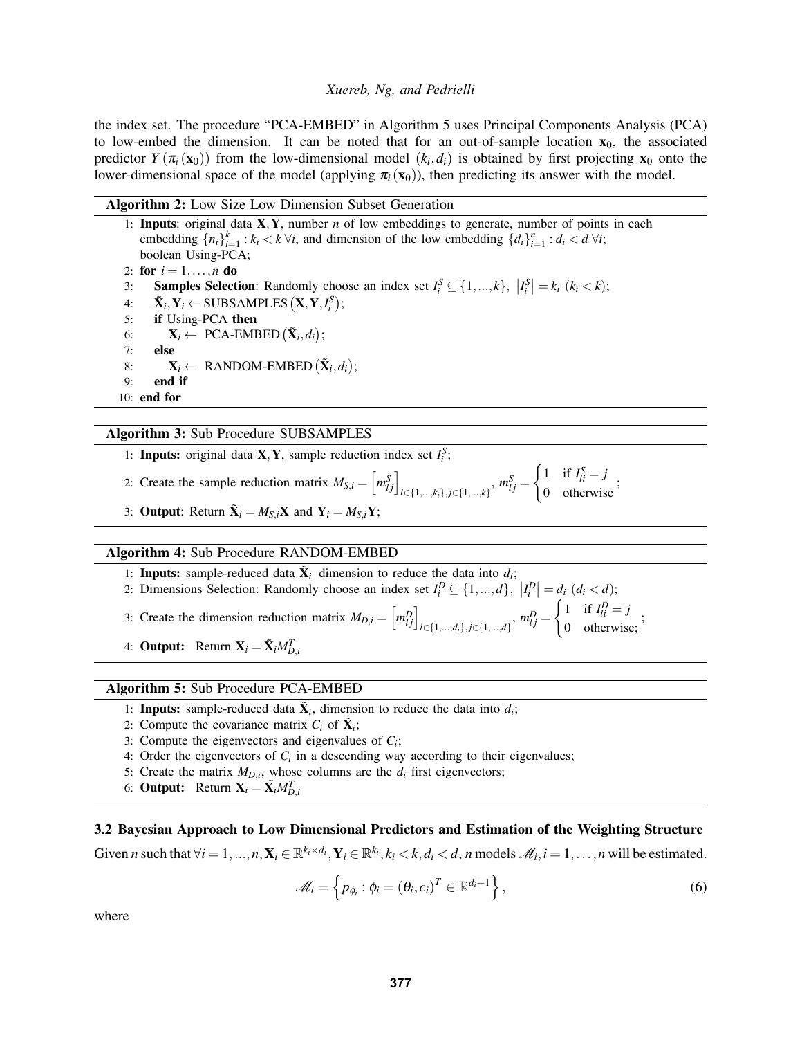the index set. The procedure "PCA-EMBED" in Algorithm 5 uses Principal Components Analysis (PCA) to low-embed the dimension. It can be noted that for an out-of-sample location $\mathbf{x}_0$, the associated predictor $Y(\pi_i(\mathbf{x}_0))$ from the low-dimensional model $(k_i, d_i)$ is obtained by first projecting $\mathbf{x}_0$ onto the lower-dimensional space of the model (applying $\pi_i(\mathbf{x}_0)$), then predicting its answer with the model.

**Algorithm 2:** Low Size Low Dimension Subset Generation

1: **Inputs**: original data $\mathbf{X}, \mathbf{Y}$, number $n$ of low embeddings to generate, number of points in each embedding $\{n_i\}_{i=1}^{k} : k_i < k \; \forall i$, and dimension of the low embedding $\{d_i\}_{i=1}^{n} : d_i < d \; \forall i$; boolean Using-PCA;
2: **for** $i = 1, \ldots, n$ **do**
3: &nbsp;&nbsp;&nbsp;&nbsp;**Samples Selection**: Randomly choose an index set $I_i^S \subseteq \{1, ..., k\}$, $|I_i^S| = k_i$ $(k_i < k)$;
4: &nbsp;&nbsp;&nbsp;&nbsp;$\tilde{\mathbf{X}}_i, \mathbf{Y}_i \leftarrow$ SUBSAMPLES$(\mathbf{X}, \mathbf{Y}, I_i^S)$;
5: &nbsp;&nbsp;&nbsp;&nbsp;**if** Using-PCA **then**
6: &nbsp;&nbsp;&nbsp;&nbsp;&nbsp;&nbsp;&nbsp;&nbsp;$\mathbf{X}_i \leftarrow$ PCA-EMBED$(\tilde{\mathbf{X}}_i, d_i)$;
7: &nbsp;&nbsp;&nbsp;&nbsp;**else**
8: &nbsp;&nbsp;&nbsp;&nbsp;&nbsp;&nbsp;&nbsp;&nbsp;$\mathbf{X}_i \leftarrow$ RANDOM-EMBED$(\tilde{\mathbf{X}}_i, d_i)$;
9: &nbsp;&nbsp;&nbsp;&nbsp;**end if**
10: **end for**

**Algorithm 3:** Sub Procedure SUBSAMPLES

1: **Inputs:** original data $\mathbf{X}, \mathbf{Y}$, sample reduction index set $I_i^S$;
2: Create the sample reduction matrix $M_{S,i} = \left[m_{lj}^S\right]_{l \in \{1,...,k_i\}, j \in \{1,...,k\}}$, $m_{lj}^S = \begin{cases} 1 & \text{if } I_{li}^S = j \\ 0 & \text{otherwise} \end{cases}$;
3: **Output**: Return $\tilde{\mathbf{X}}_i = M_{S,i}\mathbf{X}$ and $\mathbf{Y}_i = M_{S,i}\mathbf{Y}$;

**Algorithm 4:** Sub Procedure RANDOM-EMBED

1: **Inputs:** sample-reduced data $\tilde{\mathbf{X}}_i$ dimension to reduce the data into $d_i$;
2: Dimensions Selection: Randomly choose an index set $I_i^D \subseteq \{1, ..., d\}$, $|I_i^D| = d_i$ $(d_i < d)$;
3: Create the dimension reduction matrix $M_{D,i} = \left[m_{lj}^D\right]_{l \in \{1,...,d_i\}, j \in \{1,...,d\}}$, $m_{lj}^D = \begin{cases} 1 & \text{if } I_{li}^D = j \\ 0 & \text{otherwise;} \end{cases}$;
4: **Output:** Return $\mathbf{X}_i = \tilde{\mathbf{X}}_i M_{D,i}^T$

**Algorithm 5:** Sub Procedure PCA-EMBED

1: **Inputs:** sample-reduced data $\tilde{\mathbf{X}}_i$, dimension to reduce the data into $d_i$;
2: Compute the covariance matrix $C_i$ of $\tilde{\mathbf{X}}_i$;
3: Compute the eigenvectors and eigenvalues of $C_i$;
4: Order the eigenvectors of $C_i$ in a descending way according to their eigenvalues;
5: Create the matrix $M_{D,i}$, whose columns are the $d_i$ first eigenvectors;
6: **Output:** Return $\mathbf{X}_i = \tilde{\mathbf{X}}_i M_{D,i}^T$

### 3.2 Bayesian Approach to Low Dimensional Predictors and Estimation of the Weighting Structure

Given $n$ such that $\forall i = 1, ..., n, \mathbf{X}_i \in \mathbb{R}^{k_i \times d_i}, \mathbf{Y}_i \in \mathbb{R}^{k_i}, k_i < k, d_i < d$, $n$ models $\mathscr{M}_i, i = 1, \ldots, n$ will be estimated.

$$\mathscr{M}_i = \left\{ p_{\phi_i} : \phi_i = (\theta_i, c_i)^T \in \mathbb{R}^{d_i+1} \right\}, \tag{6}$$

where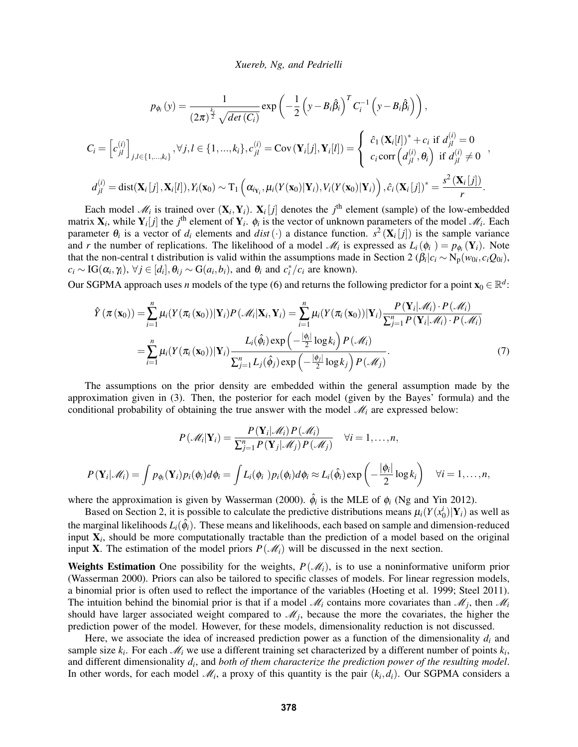$$p_{\phi_i}(y) = \frac{1}{(2\pi)^{\frac{k_i}{2}}\sqrt{det(C_i)}} \exp\left(-\frac{1}{2}\left(y - B_i\hat{\beta}_i\right)^T C_i^{-1}\left(y - B_i\hat{\beta}_i\right)\right),$$

$$C_i = \left[c_{jl}^{(i)}\right]_{j,l\in\{1,\ldots,k_i\}}, \forall j,l \in \{1,...,k_i\}, c_{jl}^{(i)} = \mathrm{Cov}(\mathbf{Y}_i[j], \mathbf{Y}_i[l]) = \begin{cases} \hat{c}_1(\mathbf{X}_i[l])^* + c_i \text{ if } d_{jl}^{(i)} = 0 \\ c_i \,\mathrm{corr}\left(d_{jl}^{(i)}, \theta_i\right) \text{ if } d_{jl}^{(i)} \neq 0 \end{cases},$$

$$d_{jl}^{(i)} = \mathrm{dist}(\mathbf{X}_i[j], \mathbf{X}_i[l]), Y_i(\mathbf{x}_0) \sim \mathrm{T}_1\left(\alpha_{i_{\mathbf{Y}_i}}, \mu_i(Y(\mathbf{x}_0)|\mathbf{Y}_i), V_i(Y(\mathbf{x}_0)|\mathbf{Y}_i)\right), \hat{c}_i(\mathbf{X}_i[j])^* = \frac{s^2(\mathbf{X}_i[j])}{r}.$$

Each model $\mathscr{M}_i$ is trained over $(\mathbf{X}_i, \mathbf{Y}_i)$. $\mathbf{X}_i[j]$ denotes the $j^{\text{th}}$ element (sample) of the low-embedded matrix $\mathbf{X}_i$, while $\mathbf{Y}_i[j]$ the $j^{\text{th}}$ element of $\mathbf{Y}_i$. $\phi_i$ is the vector of unknown parameters of the model $\mathscr{M}_i$. Each parameter $\theta_i$ is a vector of $d_i$ elements and $dist(\cdot)$ a distance function. $s^2(\mathbf{X}_i[j])$ is the sample variance and $r$ the number of replications. The likelihood of a model $\mathscr{M}_i$ is expressed as $L_i(\phi_i) = p_{\phi_i}(\mathbf{Y}_i)$. Note that the non-central t distribution is valid within the assumptions made in Section 2 ($\beta_i|c_i \sim \mathrm{N}_p(w_{0i}, c_i Q_{0i})$, $c_i \sim \mathrm{IG}(\alpha_i, \gamma_i)$, $\forall j \in [d_i], \theta_{ij} \sim \mathrm{G}(a_i, b_i)$, and $\theta_i$ and $c_i^*/c_i$ are known).

Our SGPMA approach uses $n$ models of the type (6) and returns the following predictor for a point $\mathbf{x}_0 \in \mathbb{R}^d$:

$$\begin{aligned}\hat{Y}(\pi(\mathbf{x}_0)) &= \sum_{i=1}^{n} \mu_i(Y(\pi_i(\mathbf{x}_0))|\mathbf{Y}_i) P(\mathscr{M}_i|\mathbf{X}_i, \mathbf{Y}_i) = \sum_{i=1}^{n} \mu_i(Y(\pi_i(\mathbf{x}_0))|\mathbf{Y}_i) \frac{P(\mathbf{Y}_i|\mathscr{M}_i) \cdot P(\mathscr{M}_i)}{\sum_{j=1}^{n} P(\mathbf{Y}_i|\mathscr{M}_i) \cdot P(\mathscr{M}_i)} \\ &= \sum_{i=1}^{n} \mu_i(Y(\pi_i(\mathbf{x}_0))|\mathbf{Y}_i) \frac{L_i(\hat{\phi}_i)\exp\left(-\frac{|\phi_i|}{2}\log k_i\right) P(\mathscr{M}_i)}{\sum_{j=1}^{n} L_j(\hat{\phi}_j)\exp\left(-\frac{|\phi_j|}{2}\log k_j\right) P(\mathscr{M}_j)}.\end{aligned} \tag{7}$$

The assumptions on the prior density are embedded within the general assumption made by the approximation given in (3). Then, the posterior for each model (given by the Bayes' formula) and the conditional probability of obtaining the true answer with the model $\mathscr{M}_i$ are expressed below:

$$P(\mathscr{M}_i|\mathbf{Y}_i) = \frac{P(\mathbf{Y}_i|\mathscr{M}_i) P(\mathscr{M}_i)}{\sum_{j=1}^{n} P(\mathbf{Y}_j|\mathscr{M}_j) P(\mathscr{M}_j)} \quad \forall i = 1, \ldots, n,$$

$$P(\mathbf{Y}_i|\mathscr{M}_i) = \int p_{\phi_i}(\mathbf{Y}_i) p_i(\phi_i) d\phi_i = \int L_i(\phi_i) p_i(\phi_i) d\phi_i \approx L_i(\hat{\phi}_i)\exp\left(-\frac{|\phi_i|}{2}\log k_i\right) \quad \forall i = 1, \ldots, n,$$

where the approximation is given by Wasserman (2000). $\hat{\phi}_i$ is the MLE of $\phi_i$ (Ng and Yin 2012).

Based on Section 2, it is possible to calculate the predictive distributions means $\mu_i(Y(x_0^i)|\mathbf{Y}_i)$ as well as the marginal likelihoods $L_i(\hat{\phi}_i)$. These means and likelihoods, each based on sample and dimension-reduced input $\mathbf{X}_i$, should be more computationally tractable than the prediction of a model based on the original input $\mathbf{X}$. The estimation of the model priors $P(\mathscr{M}_i)$ will be discussed in the next section.

**Weights Estimation** One possibility for the weights, $P(\mathscr{M}_i)$, is to use a noninformative uniform prior (Wasserman 2000). Priors can also be tailored to specific classes of models. For linear regression models, a binomial prior is often used to reflect the importance of the variables (Hoeting et al. 1999; Steel 2011). The intuition behind the binomial prior is that if a model $\mathscr{M}_i$ contains more covariates than $\mathscr{M}_j$, then $\mathscr{M}_i$ should have larger associated weight compared to $\mathscr{M}_j$, because the more the covariates, the higher the prediction power of the model. However, for these models, dimensionality reduction is not discussed.

Here, we associate the idea of increased prediction power as a function of the dimensionality $d_i$ and sample size $k_i$. For each $\mathscr{M}_i$ we use a different training set characterized by a different number of points $k_i$, and different dimensionality $d_i$, and *both of them characterize the prediction power of the resulting model*. In other words, for each model $\mathscr{M}_i$, a proxy of this quantity is the pair $(k_i, d_i)$. Our SGPMA considers a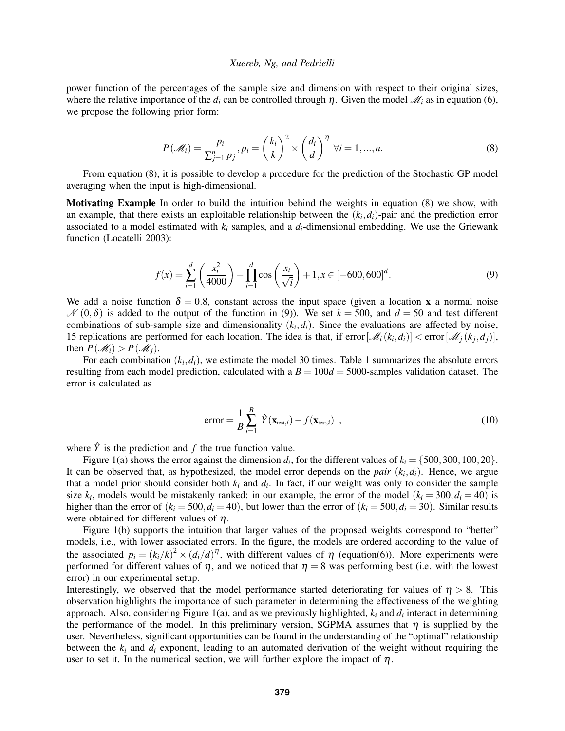power function of the percentages of the sample size and dimension with respect to their original sizes, where the relative importance of the $d_i$ can be controlled through $\eta$. Given the model $\mathscr{M}_i$ as in equation (6), we propose the following prior form:

$$P(\mathscr{M}_i) = \frac{p_i}{\sum_{j=1}^{n} p_j}, p_i = \left(\frac{k_i}{k}\right)^2 \times \left(\frac{d_i}{d}\right)^{\eta} \ \forall i = 1, ..., n. \tag{8}$$

From equation (8), it is possible to develop a procedure for the prediction of the Stochastic GP model averaging when the input is high-dimensional.

**Motivating Example** In order to build the intuition behind the weights in equation (8) we show, with an example, that there exists an exploitable relationship between the $(k_i, d_i)$-pair and the prediction error associated to a model estimated with $k_i$ samples, and a $d_i$-dimensional embedding. We use the Griewank function (Locatelli 2003):

$$f(x) = \sum_{i=1}^{d} \left(\frac{x_i^2}{4000}\right) - \prod_{i=1}^{d} \cos\left(\frac{x_i}{\sqrt{i}}\right) + 1, x \in [-600, 600]^d. \tag{9}$$

We add a noise function $\delta = 0.8$, constant across the input space (given a location $\mathbf{x}$ a normal noise $\mathscr{N}(0, \delta)$ is added to the output of the function in (9)). We set $k = 500$, and $d = 50$ and test different combinations of sub-sample size and dimensionality $(k_i, d_i)$. Since the evaluations are affected by noise, 15 replications are performed for each location. The idea is that, if error$[\mathscr{M}_i(k_i, d_i)] <$ error$[\mathscr{M}_j(k_j, d_j)]$, then $P(\mathscr{M}_i) > P(\mathscr{M}_j)$.

For each combination $(k_i, d_i)$, we estimate the model 30 times. Table 1 summarizes the absolute errors resulting from each model prediction, calculated with a $B = 100d = 5000$-samples validation dataset. The error is calculated as

$$\text{error} = \frac{1}{B} \sum_{i=1}^{B} \left| \hat{Y}(\mathbf{x}_{\text{test},i}) - f(\mathbf{x}_{\text{test},i}) \right|, \tag{10}$$

where $\hat{Y}$ is the prediction and $f$ the true function value.

Figure 1(a) shows the error against the dimension $d_i$, for the different values of $k_i = \{500, 300, 100, 20\}$. It can be observed that, as hypothesized, the model error depends on the *pair* $(k_i, d_i)$. Hence, we argue that a model prior should consider both $k_i$ and $d_i$. In fact, if our weight was only to consider the sample size $k_i$, models would be mistakenly ranked: in our example, the error of the model $(k_i = 300, d_i = 40)$ is higher than the error of $(k_i = 500, d_i = 40)$, but lower than the error of $(k_i = 500, d_i = 30)$. Similar results were obtained for different values of $\eta$.

Figure 1(b) supports the intuition that larger values of the proposed weights correspond to "better" models, i.e., with lower associated errors. In the figure, the models are ordered according to the value of the associated $p_i = (k_i/k)^2 \times (d_i/d)^{\eta}$, with different values of $\eta$ (equation(6)). More experiments were performed for different values of $\eta$, and we noticed that $\eta = 8$ was performing best (i.e. with the lowest error) in our experimental setup.

Interestingly, we observed that the model performance started deteriorating for values of $\eta > 8$. This observation highlights the importance of such parameter in determining the effectiveness of the weighting approach. Also, considering Figure 1(a), and as we previously highlighted, $k_i$ and $d_i$ interact in determining the performance of the model. In this preliminary version, SGPMA assumes that $\eta$ is supplied by the user. Nevertheless, significant opportunities can be found in the understanding of the "optimal" relationship between the $k_i$ and $d_i$ exponent, leading to an automated derivation of the weight without requiring the user to set it. In the numerical section, we will further explore the impact of $\eta$.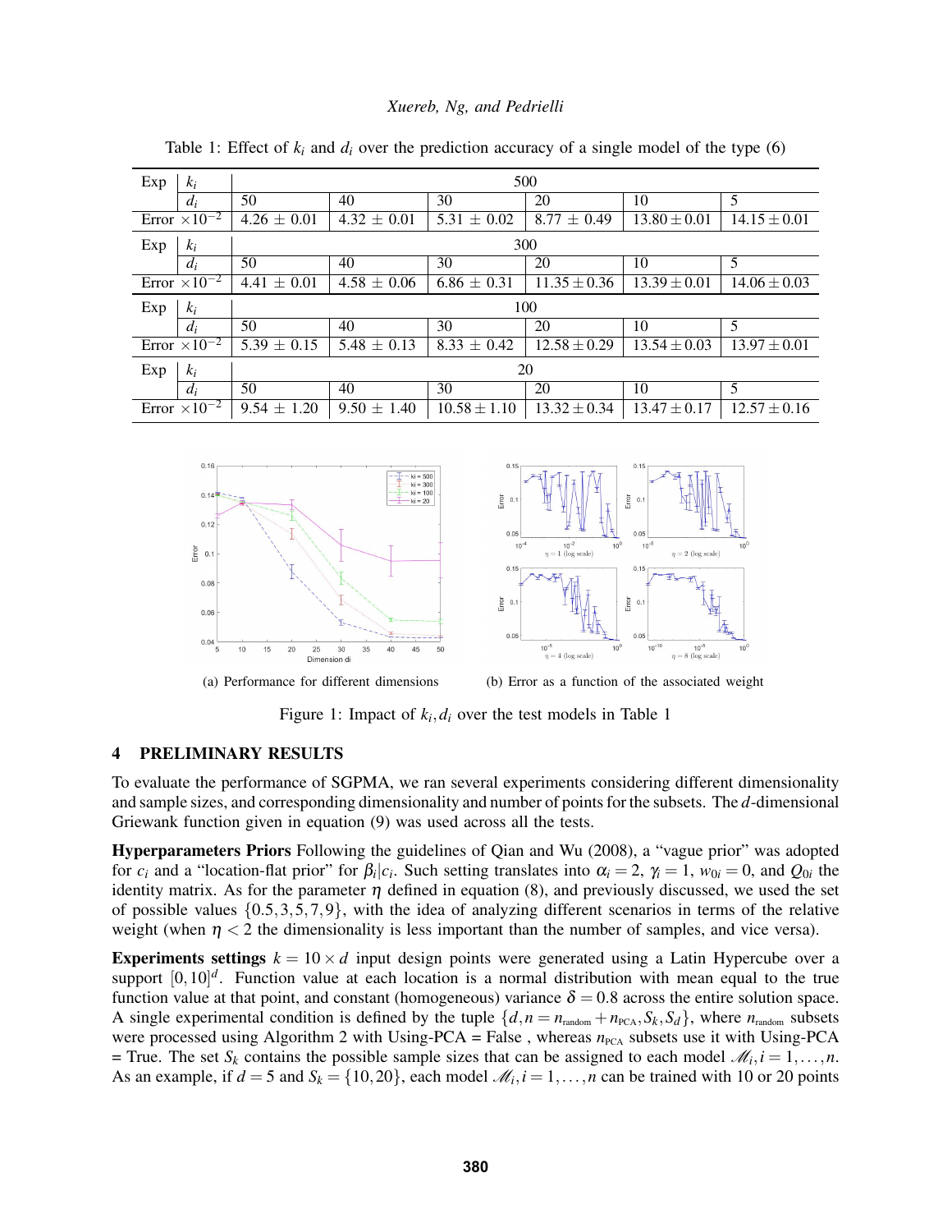Table 1: Effect of $k_i$ and $d_i$ over the prediction accuracy of a single model of the type (6)

| Exp | $k_i$ | 500 | | | | | |
|---|---|---|---|---|---|---|---|
| | $d_i$ | 50 | 40 | 30 | 20 | 10 | 5 |
| Error $\times 10^{-2}$ | | $4.26 \pm 0.01$ | $4.32 \pm 0.01$ | $5.31 \pm 0.02$ | $8.77 \pm 0.49$ | $13.80 \pm 0.01$ | $14.15 \pm 0.01$ |
| Exp | $k_i$ | 300 | | | | | |
| | $d_i$ | 50 | 40 | 30 | 20 | 10 | 5 |
| Error $\times 10^{-2}$ | | $4.41 \pm 0.01$ | $4.58 \pm 0.06$ | $6.86 \pm 0.31$ | $11.35 \pm 0.36$ | $13.39 \pm 0.01$ | $14.06 \pm 0.03$ |
| Exp | $k_i$ | 100 | | | | | |
| | $d_i$ | 50 | 40 | 30 | 20 | 10 | 5 |
| Error $\times 10^{-2}$ | | $5.39 \pm 0.15$ | $5.48 \pm 0.13$ | $8.33 \pm 0.42$ | $12.58 \pm 0.29$ | $13.54 \pm 0.03$ | $13.97 \pm 0.01$ |
| Exp | $k_i$ | 20 | | | | | |
| | $d_i$ | 50 | 40 | 30 | 20 | 10 | 5 |
| Error $\times 10^{-2}$ | | $9.54 \pm 1.20$ | $9.50 \pm 1.40$ | $10.58 \pm 1.10$ | $13.32 \pm 0.34$ | $13.47 \pm 0.17$ | $12.57 \pm 0.16$ |

(a) Performance for different dimensions

(b) Error as a function of the associated weight

Figure 1: Impact of $k_i, d_i$ over the test models in Table 1

## 4 PRELIMINARY RESULTS

To evaluate the performance of SGPMA, we ran several experiments considering different dimensionality and sample sizes, and corresponding dimensionality and number of points for the subsets. The $d$-dimensional Griewank function given in equation (9) was used across all the tests.

**Hyperparameters Priors** Following the guidelines of Qian and Wu (2008), a "vague prior" was adopted for $c_i$ and a "location-flat prior" for $\beta_i|c_i$. Such setting translates into $\alpha_i = 2$, $\gamma_i = 1$, $w_{0i} = 0$, and $Q_{0i}$ the identity matrix. As for the parameter $\eta$ defined in equation (8), and previously discussed, we used the set of possible values $\{0.5, 3, 5, 7, 9\}$, with the idea of analyzing different scenarios in terms of the relative weight (when $\eta < 2$ the dimensionality is less important than the number of samples, and vice versa).

**Experiments settings** $k = 10 \times d$ input design points were generated using a Latin Hypercube over a support $[0, 10]^d$. Function value at each location is a normal distribution with mean equal to the true function value at that point, and constant (homogeneous) variance $\delta = 0.8$ across the entire solution space. A single experimental condition is defined by the tuple $\{d, n = n_{\text{random}} + n_{\text{PCA}}, S_k, S_d\}$, where $n_{\text{random}}$ subsets were processed using Algorithm 2 with Using-PCA = False , whereas $n_{\text{PCA}}$ subsets use it with Using-PCA = True. The set $S_k$ contains the possible sample sizes that can be assigned to each model $\mathscr{M}_i, i = 1, \ldots, n$. As an example, if $d = 5$ and $S_k = \{10, 20\}$, each model $\mathscr{M}_i, i = 1, \ldots, n$ can be trained with 10 or 20 points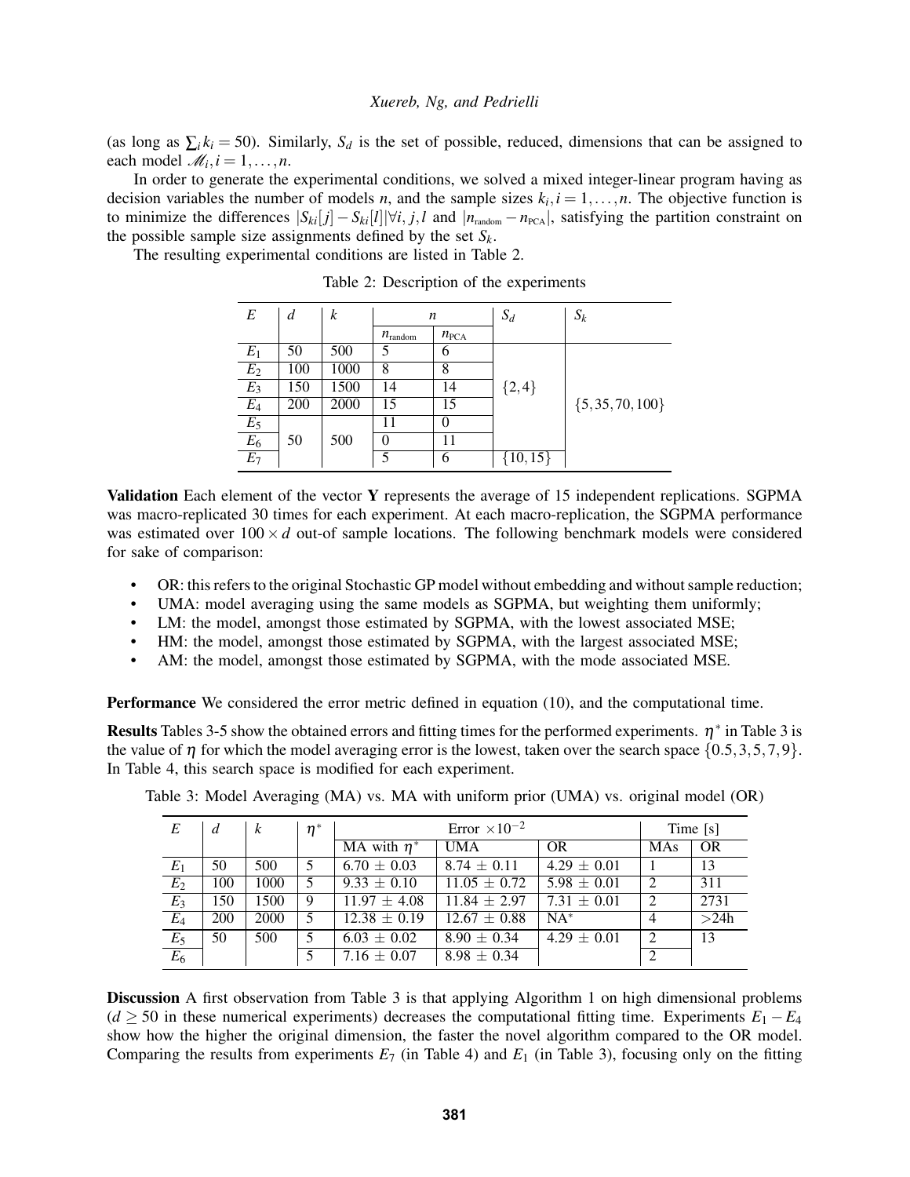(as long as $\sum_i k_i = 50$). Similarly, $S_d$ is the set of possible, reduced, dimensions that can be assigned to each model $\mathscr{M}_i, i = 1, \ldots, n$.

In order to generate the experimental conditions, we solved a mixed integer-linear program having as decision variables the number of models $n$, and the sample sizes $k_i, i = 1, \ldots, n$. The objective function is to minimize the differences $|S_{ki}[j] - S_{ki}[l]| \forall i, j, l$ and $|n_{\text{random}} - n_{\text{PCA}}|$, satisfying the partition constraint on the possible sample size assignments defined by the set $S_k$.

The resulting experimental conditions are listed in Table 2.

Table 2: Description of the experiments

| $E$ | $d$ | $k$ | $n$ | | $S_d$ | $S_k$ |
|---|---|---|---|---|---|---|
| | | | $n_{\text{random}}$ | $n_{\text{PCA}}$ | | |
| $E_1$ | 50 | 500 | 5 | 6 | $\{2,4\}$ | $\{5,35,70,100\}$ |
| $E_2$ | 100 | 1000 | 8 | 8 | | |
| $E_3$ | 150 | 1500 | 14 | 14 | | |
| $E_4$ | 200 | 2000 | 15 | 15 | | |
| $E_5$ | 50 | 500 | 11 | 0 | | |
| $E_6$ | | | 0 | 11 | | |
| $E_7$ | | | 5 | 6 | $\{10,15\}$ | |

**Validation** Each element of the vector $\mathbf{Y}$ represents the average of 15 independent replications. SGPMA was macro-replicated 30 times for each experiment. At each macro-replication, the SGPMA performance was estimated over $100 \times d$ out-of sample locations. The following benchmark models were considered for sake of comparison:

- OR: this refers to the original Stochastic GP model without embedding and without sample reduction;
- UMA: model averaging using the same models as SGPMA, but weighting them uniformly;
- LM: the model, amongst those estimated by SGPMA, with the lowest associated MSE;
- HM: the model, amongst those estimated by SGPMA, with the largest associated MSE;
- AM: the model, amongst those estimated by SGPMA, with the mode associated MSE.

**Performance** We considered the error metric defined in equation (10), and the computational time.

**Results** Tables 3-5 show the obtained errors and fitting times for the performed experiments. $\eta^*$ in Table 3 is the value of $\eta$ for which the model averaging error is the lowest, taken over the search space $\{0.5,3,5,7,9\}$. In Table 4, this search space is modified for each experiment.

Table 3: Model Averaging (MA) vs. MA with uniform prior (UMA) vs. original model (OR)

| $E$ | $d$ | $k$ | $\eta^*$ | Error $\times 10^{-2}$ | | | Time [s] | |
|---|---|---|---|---|---|---|---|---|
| | | | | MA with $\eta^*$ | UMA | OR | MAs | OR |
| $E_1$ | 50 | 500 | 5 | $6.70 \pm 0.03$ | $8.74 \pm 0.11$ | $4.29 \pm 0.01$ | 1 | 13 |
| $E_2$ | 100 | 1000 | 5 | $9.33 \pm 0.10$ | $11.05 \pm 0.72$ | $5.98 \pm 0.01$ | 2 | 311 |
| $E_3$ | 150 | 1500 | 9 | $11.97 \pm 4.08$ | $11.84 \pm 2.97$ | $7.31 \pm 0.01$ | 2 | 2731 |
| $E_4$ | 200 | 2000 | 5 | $12.38 \pm 0.19$ | $12.67 \pm 0.88$ | NA* | 4 | >24h |
| $E_5$ | 50 | 500 | 5 | $6.03 \pm 0.02$ | $8.90 \pm 0.34$ | $4.29 \pm 0.01$ | 2 | 13 |
| $E_6$ | | | 5 | $7.16 \pm 0.07$ | $8.98 \pm 0.34$ | | 2 | |

**Discussion** A first observation from Table 3 is that applying Algorithm 1 on high dimensional problems ($d \geq 50$ in these numerical experiments) decreases the computational fitting time. Experiments $E_1 - E_4$ show how the higher the original dimension, the faster the novel algorithm compared to the OR model. Comparing the results from experiments $E_7$ (in Table 4) and $E_1$ (in Table 3), focusing only on the fitting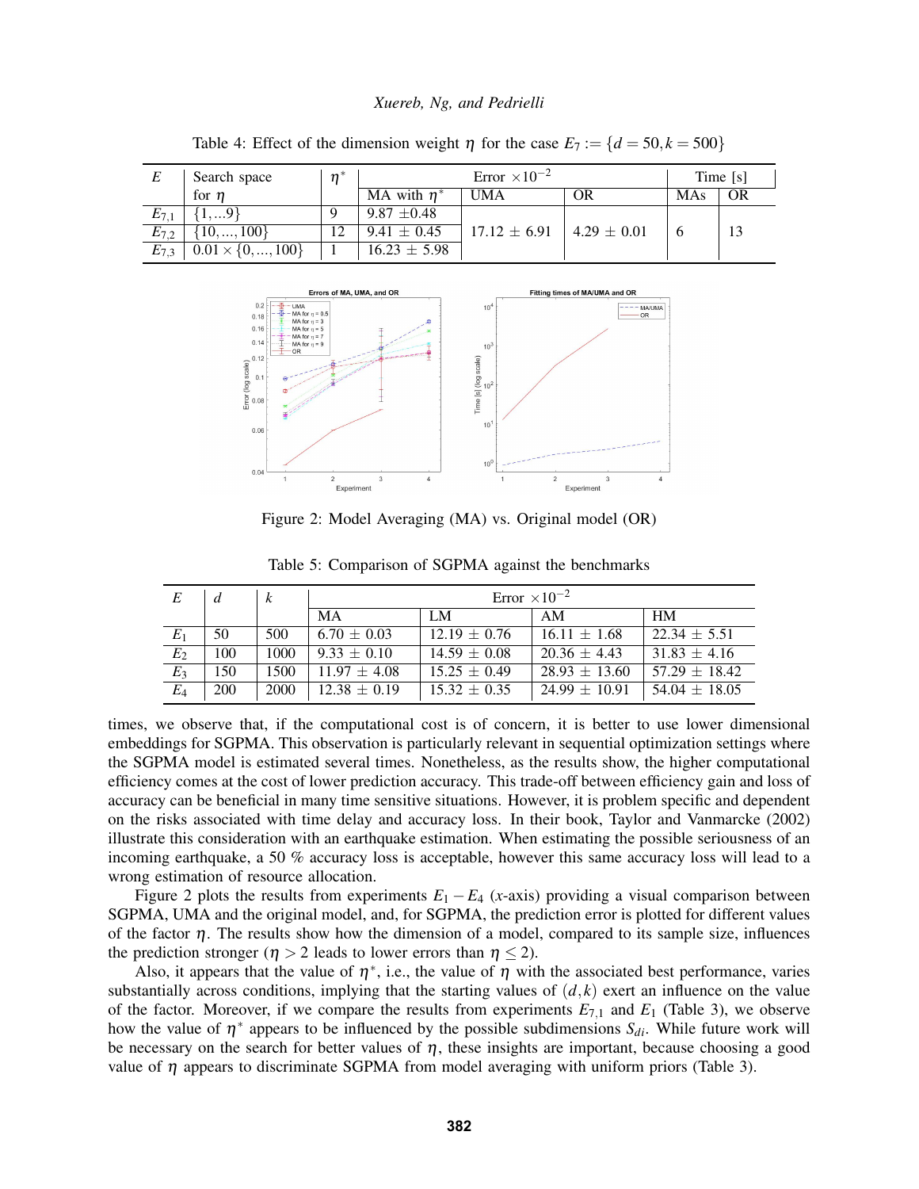Table 4: Effect of the dimension weight $\eta$ for the case $E_7 := \{d = 50, k = 500\}$

| $E$ | Search space for $\eta$ | $\eta^*$ | Error $\times 10^{-2}$ | | | Time [s] | |
|---|---|---|---|---|---|---|---|
| | | | MA with $\eta^*$ | UMA | OR | MAs | OR |
| $E_{7,1}$ | $\{1,...9\}$ | 9 | 9.87 $\pm$0.48 | 17.12 $\pm$ 6.91 | 4.29 $\pm$ 0.01 | 6 | 13 |
| $E_{7,2}$ | $\{10,...,100\}$ | 12 | 9.41 $\pm$ 0.45 | | | | |
| $E_{7,3}$ | $0.01 \times \{0,...,100\}$ | 1 | 16.23 $\pm$ 5.98 | | | | |

Figure 2: Model Averaging (MA) vs. Original model (OR)

Table 5: Comparison of SGPMA against the benchmarks

| $E$ | $d$ | $k$ | Error $\times 10^{-2}$ | | | |
|---|---|---|---|---|---|---|
| | | | MA | LM | AM | HM |
| $E_1$ | 50 | 500 | 6.70 $\pm$ 0.03 | 12.19 $\pm$ 0.76 | 16.11 $\pm$ 1.68 | 22.34 $\pm$ 5.51 |
| $E_2$ | 100 | 1000 | 9.33 $\pm$ 0.10 | 14.59 $\pm$ 0.08 | 20.36 $\pm$ 4.43 | 31.83 $\pm$ 4.16 |
| $E_3$ | 150 | 1500 | 11.97 $\pm$ 4.08 | 15.25 $\pm$ 0.49 | 28.93 $\pm$ 13.60 | 57.29 $\pm$ 18.42 |
| $E_4$ | 200 | 2000 | 12.38 $\pm$ 0.19 | 15.32 $\pm$ 0.35 | 24.99 $\pm$ 10.91 | 54.04 $\pm$ 18.05 |

times, we observe that, if the computational cost is of concern, it is better to use lower dimensional embeddings for SGPMA. This observation is particularly relevant in sequential optimization settings where the SGPMA model is estimated several times. Nonetheless, as the results show, the higher computational efficiency comes at the cost of lower prediction accuracy. This trade-off between efficiency gain and loss of accuracy can be beneficial in many time sensitive situations. However, it is problem specific and dependent on the risks associated with time delay and accuracy loss. In their book, Taylor and Vanmarcke (2002) illustrate this consideration with an earthquake estimation. When estimating the possible seriousness of an incoming earthquake, a 50 % accuracy loss is acceptable, however this same accuracy loss will lead to a wrong estimation of resource allocation.

Figure 2 plots the results from experiments $E_1 - E_4$ ($x$-axis) providing a visual comparison between SGPMA, UMA and the original model, and, for SGPMA, the prediction error is plotted for different values of the factor $\eta$. The results show how the dimension of a model, compared to its sample size, influences the prediction stronger ($\eta > 2$ leads to lower errors than $\eta \leq 2$).

Also, it appears that the value of $\eta^*$, i.e., the value of $\eta$ with the associated best performance, varies substantially across conditions, implying that the starting values of $(d,k)$ exert an influence on the value of the factor. Moreover, if we compare the results from experiments $E_{7,1}$ and $E_1$ (Table 3), we observe how the value of $\eta^*$ appears to be influenced by the possible subdimensions $S_{di}$. While future work will be necessary on the search for better values of $\eta$, these insights are important, because choosing a good value of $\eta$ appears to discriminate SGPMA from model averaging with uniform priors (Table 3).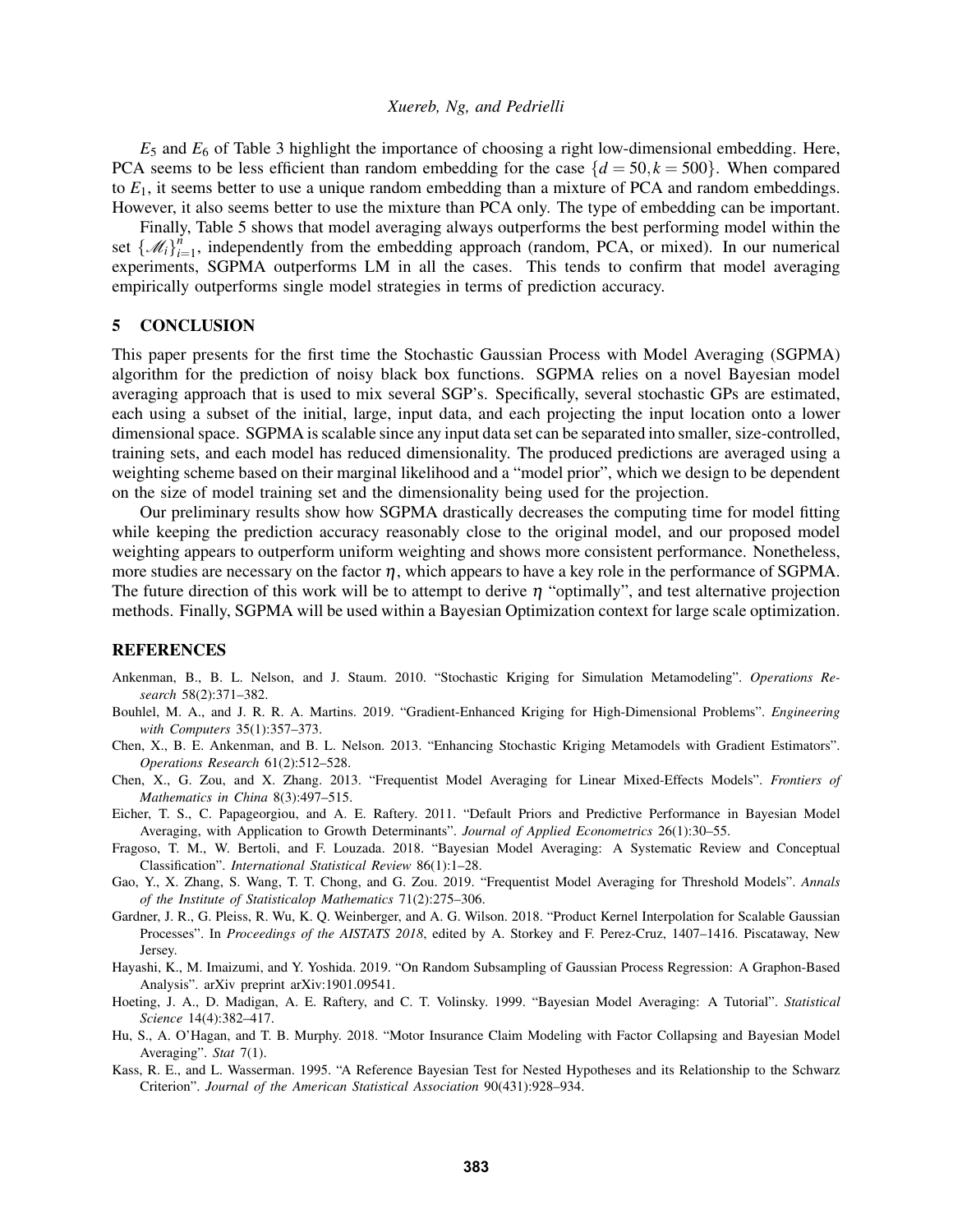$E_5$ and $E_6$ of Table 3 highlight the importance of choosing a right low-dimensional embedding. Here, PCA seems to be less efficient than random embedding for the case $\{d = 50, k = 500\}$. When compared to $E_1$, it seems better to use a unique random embedding than a mixture of PCA and random embeddings. However, it also seems better to use the mixture than PCA only. The type of embedding can be important.

Finally, Table 5 shows that model averaging always outperforms the best performing model within the set $\{\mathscr{M}_i\}_{i=1}^{n}$, independently from the embedding approach (random, PCA, or mixed). In our numerical experiments, SGPMA outperforms LM in all the cases. This tends to confirm that model averaging empirically outperforms single model strategies in terms of prediction accuracy.

## 5 CONCLUSION

This paper presents for the first time the Stochastic Gaussian Process with Model Averaging (SGPMA) algorithm for the prediction of noisy black box functions. SGPMA relies on a novel Bayesian model averaging approach that is used to mix several SGP's. Specifically, several stochastic GPs are estimated, each using a subset of the initial, large, input data, and each projecting the input location onto a lower dimensional space. SGPMA is scalable since any input data set can be separated into smaller, size-controlled, training sets, and each model has reduced dimensionality. The produced predictions are averaged using a weighting scheme based on their marginal likelihood and a "model prior", which we design to be dependent on the size of model training set and the dimensionality being used for the projection.

Our preliminary results show how SGPMA drastically decreases the computing time for model fitting while keeping the prediction accuracy reasonably close to the original model, and our proposed model weighting appears to outperform uniform weighting and shows more consistent performance. Nonetheless, more studies are necessary on the factor $\eta$, which appears to have a key role in the performance of SGPMA. The future direction of this work will be to attempt to derive $\eta$ "optimally", and test alternative projection methods. Finally, SGPMA will be used within a Bayesian Optimization context for large scale optimization.

## REFERENCES

Ankenman, B., B. L. Nelson, and J. Staum. 2010. "Stochastic Kriging for Simulation Metamodeling". *Operations Research* 58(2):371–382.

Bouhlel, M. A., and J. R. R. A. Martins. 2019. "Gradient-Enhanced Kriging for High-Dimensional Problems". *Engineering with Computers* 35(1):357–373.

Chen, X., B. E. Ankenman, and B. L. Nelson. 2013. "Enhancing Stochastic Kriging Metamodels with Gradient Estimators". *Operations Research* 61(2):512–528.

Chen, X., G. Zou, and X. Zhang. 2013. "Frequentist Model Averaging for Linear Mixed-Effects Models". *Frontiers of Mathematics in China* 8(3):497–515.

Eicher, T. S., C. Papageorgiou, and A. E. Raftery. 2011. "Default Priors and Predictive Performance in Bayesian Model Averaging, with Application to Growth Determinants". *Journal of Applied Econometrics* 26(1):30–55.

Fragoso, T. M., W. Bertoli, and F. Louzada. 2018. "Bayesian Model Averaging: A Systematic Review and Conceptual Classification". *International Statistical Review* 86(1):1–28.

Gao, Y., X. Zhang, S. Wang, T. T. Chong, and G. Zou. 2019. "Frequentist Model Averaging for Threshold Models". *Annals of the Institute of Statisticalop Mathematics* 71(2):275–306.

Gardner, J. R., G. Pleiss, R. Wu, K. Q. Weinberger, and A. G. Wilson. 2018. "Product Kernel Interpolation for Scalable Gaussian Processes". In *Proceedings of the AISTATS 2018*, edited by A. Storkey and F. Perez-Cruz, 1407–1416. Piscataway, New Jersey.

Hayashi, K., M. Imaizumi, and Y. Yoshida. 2019. "On Random Subsampling of Gaussian Process Regression: A Graphon-Based Analysis". arXiv preprint arXiv:1901.09541.

Hoeting, J. A., D. Madigan, A. E. Raftery, and C. T. Volinsky. 1999. "Bayesian Model Averaging: A Tutorial". *Statistical Science* 14(4):382–417.

Hu, S., A. O'Hagan, and T. B. Murphy. 2018. "Motor Insurance Claim Modeling with Factor Collapsing and Bayesian Model Averaging". *Stat* 7(1).

Kass, R. E., and L. Wasserman. 1995. "A Reference Bayesian Test for Nested Hypotheses and its Relationship to the Schwarz Criterion". *Journal of the American Statistical Association* 90(431):928–934.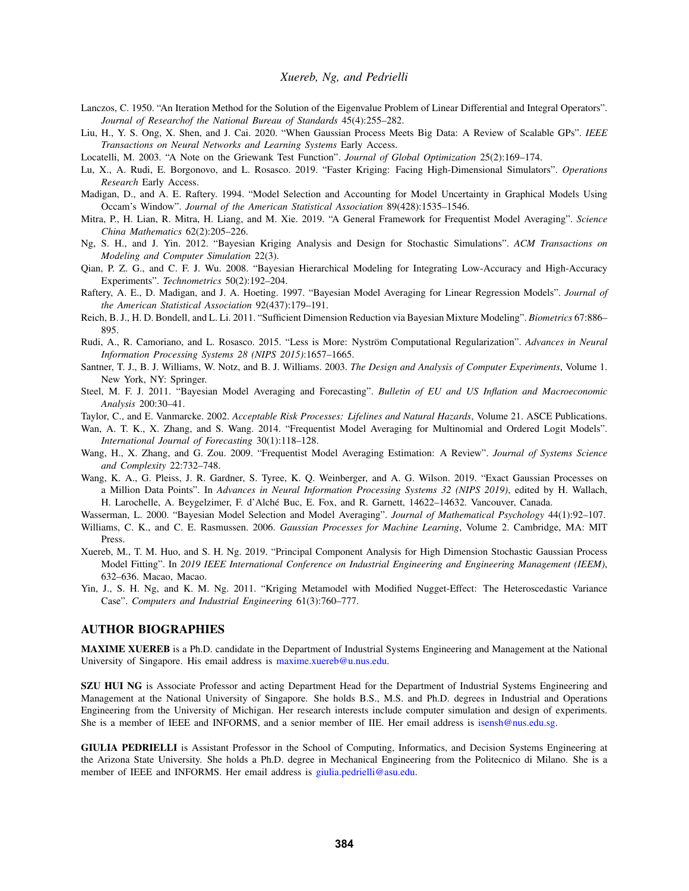Lanczos, C. 1950. "An Iteration Method for the Solution of the Eigenvalue Problem of Linear Differential and Integral Operators". *Journal of Researchof the National Bureau of Standards* 45(4):255–282.

Liu, H., Y. S. Ong, X. Shen, and J. Cai. 2020. "When Gaussian Process Meets Big Data: A Review of Scalable GPs". *IEEE Transactions on Neural Networks and Learning Systems* Early Access.

Locatelli, M. 2003. "A Note on the Griewank Test Function". *Journal of Global Optimization* 25(2):169–174.

Lu, X., A. Rudi, E. Borgonovo, and L. Rosasco. 2019. "Faster Kriging: Facing High-Dimensional Simulators". *Operations Research* Early Access.

Madigan, D., and A. E. Raftery. 1994. "Model Selection and Accounting for Model Uncertainty in Graphical Models Using Occam's Window". *Journal of the American Statistical Association* 89(428):1535–1546.

Mitra, P., H. Lian, R. Mitra, H. Liang, and M. Xie. 2019. "A General Framework for Frequentist Model Averaging". *Science China Mathematics* 62(2):205–226.

Ng, S. H., and J. Yin. 2012. "Bayesian Kriging Analysis and Design for Stochastic Simulations". *ACM Transactions on Modeling and Computer Simulation* 22(3).

Qian, P. Z. G., and C. F. J. Wu. 2008. "Bayesian Hierarchical Modeling for Integrating Low-Accuracy and High-Accuracy Experiments". *Technometrics* 50(2):192–204.

Raftery, A. E., D. Madigan, and J. A. Hoeting. 1997. "Bayesian Model Averaging for Linear Regression Models". *Journal of the American Statistical Association* 92(437):179–191.

Reich, B. J., H. D. Bondell, and L. Li. 2011. "Sufficient Dimension Reduction via Bayesian Mixture Modeling". *Biometrics* 67:886–895.

Rudi, A., R. Camoriano, and L. Rosasco. 2015. "Less is More: Nyström Computational Regularization". *Advances in Neural Information Processing Systems 28 (NIPS 2015)*:1657–1665.

Santner, T. J., B. J. Williams, W. Notz, and B. J. Williams. 2003. *The Design and Analysis of Computer Experiments*, Volume 1. New York, NY: Springer.

Steel, M. F. J. 2011. "Bayesian Model Averaging and Forecasting". *Bulletin of EU and US Inflation and Macroeconomic Analysis* 200:30–41.

Taylor, C., and E. Vanmarcke. 2002. *Acceptable Risk Processes: Lifelines and Natural Hazards*, Volume 21. ASCE Publications.

Wan, A. T. K., X. Zhang, and S. Wang. 2014. "Frequentist Model Averaging for Multinomial and Ordered Logit Models". *International Journal of Forecasting* 30(1):118–128.

Wang, H., X. Zhang, and G. Zou. 2009. "Frequentist Model Averaging Estimation: A Review". *Journal of Systems Science and Complexity* 22:732–748.

Wang, K. A., G. Pleiss, J. R. Gardner, S. Tyree, K. Q. Weinberger, and A. G. Wilson. 2019. "Exact Gaussian Processes on a Million Data Points". In *Advances in Neural Information Processing Systems 32 (NIPS 2019)*, edited by H. Wallach, H. Larochelle, A. Beygelzimer, F. d'Alché Buc, E. Fox, and R. Garnett, 14622–14632. Vancouver, Canada.

Wasserman, L. 2000. "Bayesian Model Selection and Model Averaging". *Journal of Mathematical Psychology* 44(1):92–107.

Williams, C. K., and C. E. Rasmussen. 2006. *Gaussian Processes for Machine Learning*, Volume 2. Cambridge, MA: MIT Press.

Xuereb, M., T. M. Huo, and S. H. Ng. 2019. "Principal Component Analysis for High Dimension Stochastic Gaussian Process Model Fitting". In *2019 IEEE International Conference on Industrial Engineering and Engineering Management (IEEM)*, 632–636. Macao, Macao.

Yin, J., S. H. Ng, and K. M. Ng. 2011. "Kriging Metamodel with Modified Nugget-Effect: The Heteroscedastic Variance Case". *Computers and Industrial Engineering* 61(3):760–777.

## AUTHOR BIOGRAPHIES

**MAXIME XUEREB** is a Ph.D. candidate in the Department of Industrial Systems Engineering and Management at the National University of Singapore. His email address is maxime.xuereb@u.nus.edu.

**SZU HUI NG** is Associate Professor and acting Department Head for the Department of Industrial Systems Engineering and Management at the National University of Singapore. She holds B.S., M.S. and Ph.D. degrees in Industrial and Operations Engineering from the University of Michigan. Her research interests include computer simulation and design of experiments. She is a member of IEEE and INFORMS, and a senior member of IIE. Her email address is isensh@nus.edu.sg.

**GIULIA PEDRIELLI** is Assistant Professor in the School of Computing, Informatics, and Decision Systems Engineering at the Arizona State University. She holds a Ph.D. degree in Mechanical Engineering from the Politecnico di Milano. She is a member of IEEE and INFORMS. Her email address is giulia.pedrielli@asu.edu.